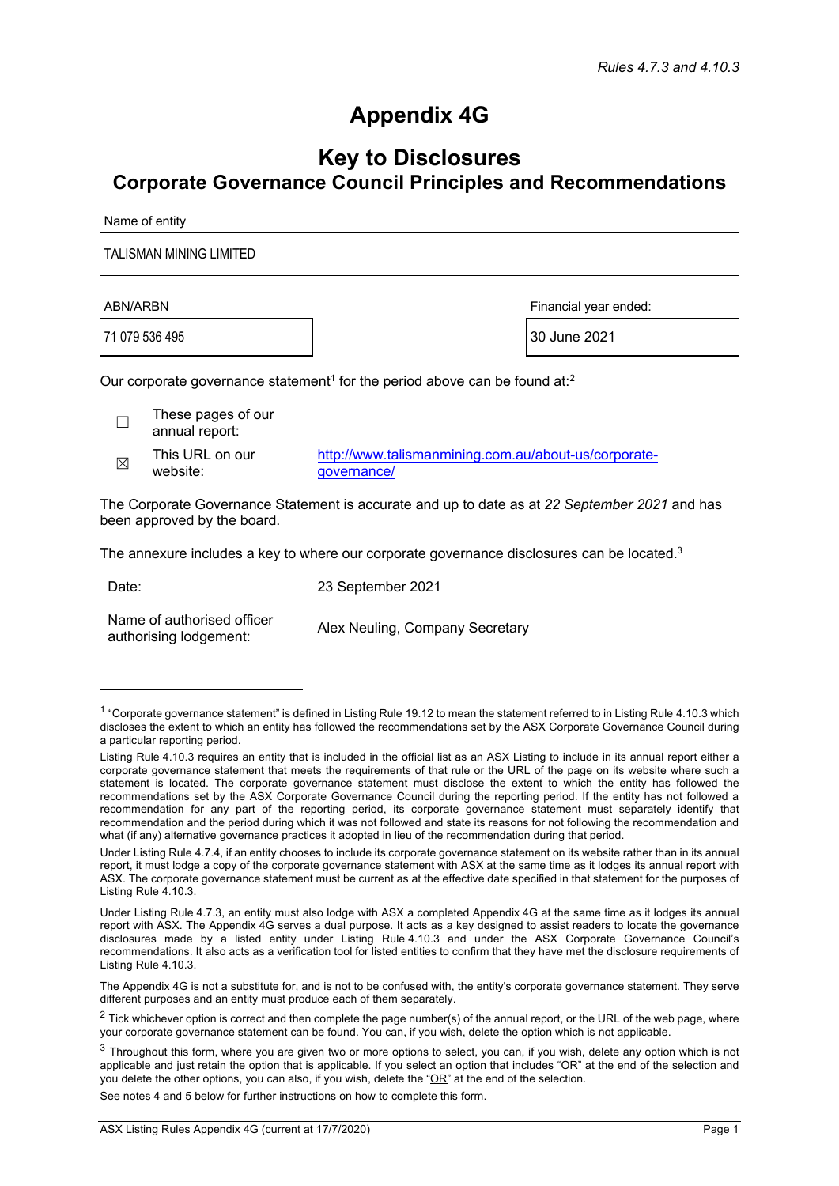*Rules 4.7.3 and 4.10.3*

# Appendix 4G

## Key to Disclosures
### Corporate Governance Council Principles and Recommendations

| Name of entity |
| --- |
| TALISMAN MINING LIMITED |

| ABN/ARBN | Financial year ended: |
| --- | --- |
| 71 079 536 495 | 30 June 2021 |

Our corporate governance statement[1] for the period above can be found at:[2]

| | | |
| --- | --- | --- |
| ☐ | These pages of our annual report: | |
| ☒ | This URL on our website: | http://www.talismanmining.com.au/about-us/corporate-governance/ |

The Corporate Governance Statement is accurate and up to date as at *22 September 2021* and has been approved by the board.

The annexure includes a key to where our corporate governance disclosures can be located.[3]

| | |
| --- | --- |
| Date: | 23 September 2021 |
| Name of authorised officer authorising lodgement: | Alex Neuling, Company Secretary |

---

[1] "Corporate governance statement" is defined in Listing Rule 19.12 to mean the statement referred to in Listing Rule 4.10.3 which discloses the extent to which an entity has followed the recommendations set by the ASX Corporate Governance Council during a particular reporting period.

Listing Rule 4.10.3 requires an entity that is included in the official list as an ASX Listing to include in its annual report either a corporate governance statement that meets the requirements of that rule or the URL of the page on its website where such a statement is located. The corporate governance statement must disclose the extent to which the entity has followed the recommendations set by the ASX Corporate Governance Council during the reporting period. If the entity has not followed a recommendation for any part of the reporting period, its corporate governance statement must separately identify that recommendation and the period during which it was not followed and state its reasons for not following the recommendation and what (if any) alternative governance practices it adopted in lieu of the recommendation during that period.

Under Listing Rule 4.7.4, if an entity chooses to include its corporate governance statement on its website rather than in its annual report, it must lodge a copy of the corporate governance statement with ASX at the same time as it lodges its annual report with ASX. The corporate governance statement must be current as at the effective date specified in that statement for the purposes of Listing Rule 4.10.3.

Under Listing Rule 4.7.3, an entity must also lodge with ASX a completed Appendix 4G at the same time as it lodges its annual report with ASX. The Appendix 4G serves a dual purpose. It acts as a key designed to assist readers to locate the governance disclosures made by a listed entity under Listing Rule 4.10.3 and under the ASX Corporate Governance Council's recommendations. It also acts as a verification tool for listed entities to confirm that they have met the disclosure requirements of Listing Rule 4.10.3.

The Appendix 4G is not a substitute for, and is not to be confused with, the entity's corporate governance statement. They serve different purposes and an entity must produce each of them separately.

[2] Tick whichever option is correct and then complete the page number(s) of the annual report, or the URL of the web page, where your corporate governance statement can be found. You can, if you wish, delete the option which is not applicable.

[3] Throughout this form, where you are given two or more options to select, you can, if you wish, delete any option which is not applicable and just retain the option that is applicable. If you select an option that includes "OR" at the end of the selection and you delete the other options, you can also, if you wish, delete the "OR" at the end of the selection.

See notes 4 and 5 below for further instructions on how to complete this form.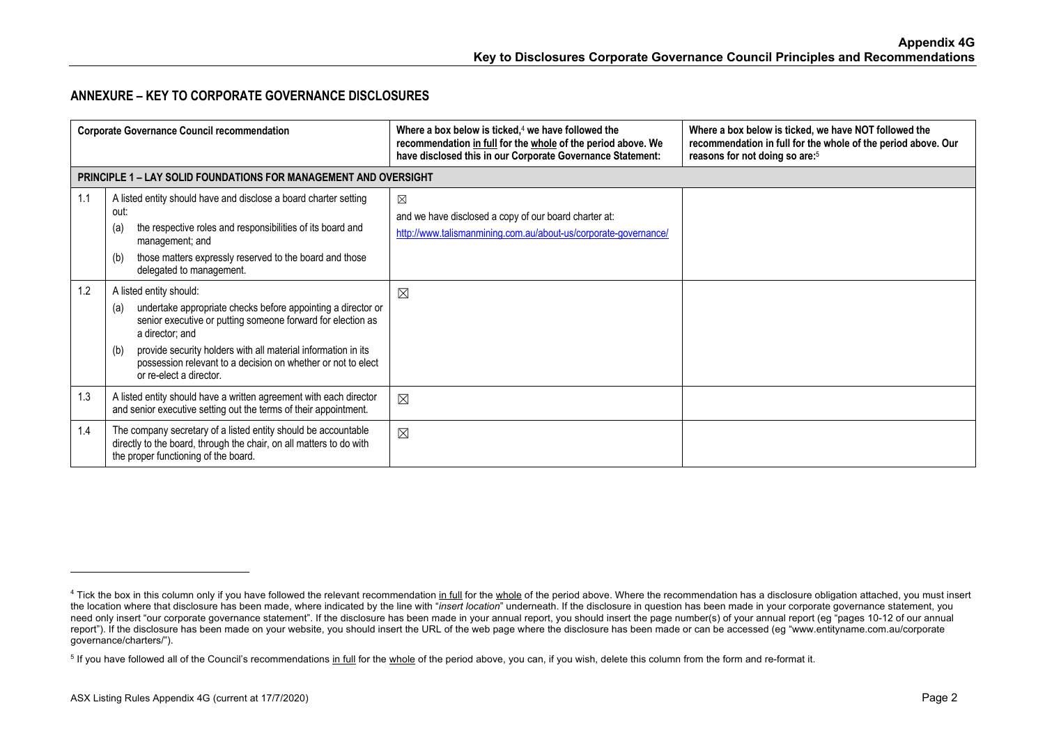## ANNEXURE – KEY TO CORPORATE GOVERNANCE DISCLOSURES

| | Corporate Governance Council recommendation | Where a box below is ticked,[4] we have followed the recommendation in full for the whole of the period above. We have disclosed this in our Corporate Governance Statement: | Where a box below is ticked, we have NOT followed the recommendation in full for the whole of the period above. Our reasons for not doing so are:[5] |
|---|---|---|---|
| **PRINCIPLE 1 – LAY SOLID FOUNDATIONS FOR MANAGEMENT AND OVERSIGHT** | | | |
| 1.1 | A listed entity should have and disclose a board charter setting out:<br>(a) the respective roles and responsibilities of its board and management; and<br>(b) those matters expressly reserved to the board and those delegated to management. | ☒<br>and we have disclosed a copy of our board charter at:<br>http://www.talismanmining.com.au/about-us/corporate-governance/ | |
| 1.2 | A listed entity should:<br>(a) undertake appropriate checks before appointing a director or senior executive or putting someone forward for election as a director; and<br>(b) provide security holders with all material information in its possession relevant to a decision on whether or not to elect or re-elect a director. | ☒ | |
| 1.3 | A listed entity should have a written agreement with each director and senior executive setting out the terms of their appointment. | ☒ | |
| 1.4 | The company secretary of a listed entity should be accountable directly to the board, through the chair, on all matters to do with the proper functioning of the board. | ☒ | |

[4] Tick the box in this column only if you have followed the relevant recommendation in full for the whole of the period above. Where the recommendation has a disclosure obligation attached, you must insert the location where that disclosure has been made, where indicated by the line with "*insert location*" underneath. If the disclosure in question has been made in your corporate governance statement, you need only insert "our corporate governance statement". If the disclosure has been made in your annual report, you should insert the page number(s) of your annual report (eg "pages 10-12 of our annual report"). If the disclosure has been made on your website, you should insert the URL of the web page where the disclosure has been made or can be accessed (eg "www.entityname.com.au/corporate governance/charters/").

[5] If you have followed all of the Council's recommendations in full for the whole of the period above, you can, if you wish, delete this column from the form and re-format it.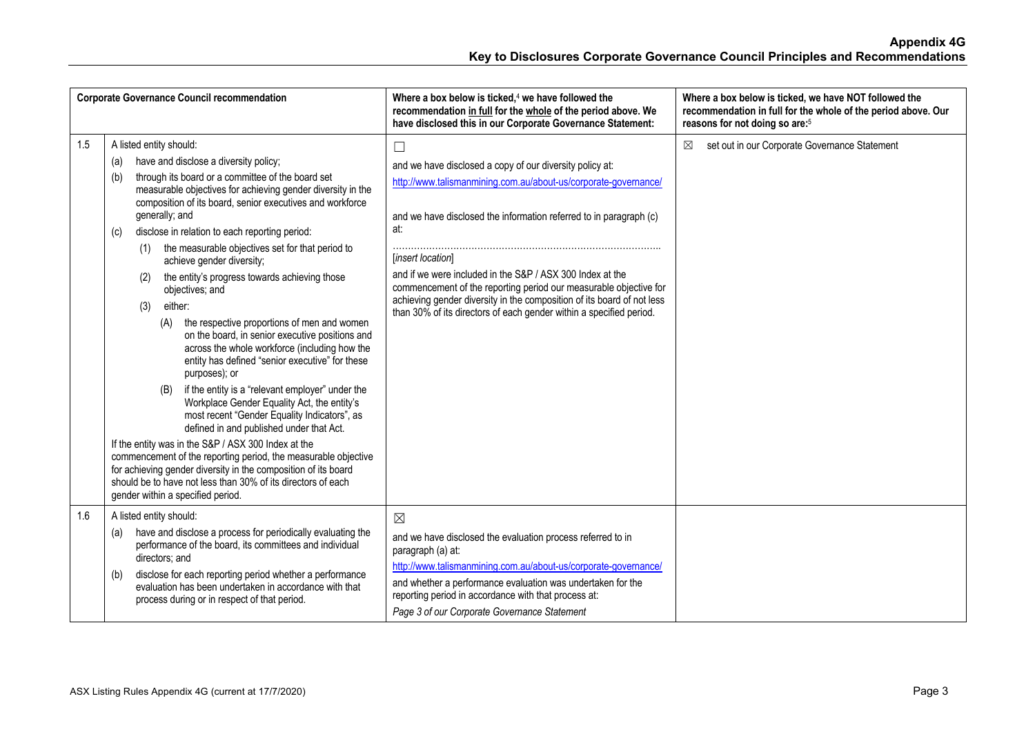| | Corporate Governance Council recommendation | Where a box below is ticked,[4] we have followed the recommendation in full for the whole of the period above. We have disclosed this in our Corporate Governance Statement: | Where a box below is ticked, we have NOT followed the recommendation in full for the whole of the period above. Our reasons for not doing so are:[5] |
|---|---|---|---|
| 1.5 | A listed entity should:<br>(a) have and disclose a diversity policy;<br>(b) through its board or a committee of the board set measurable objectives for achieving gender diversity in the composition of its board, senior executives and workforce generally; and<br>(c) disclose in relation to each reporting period:<br>(1) the measurable objectives set for that period to achieve gender diversity;<br>(2) the entity's progress towards achieving those objectives; and<br>(3) either:<br>(A) the respective proportions of men and women on the board, in senior executive positions and across the whole workforce (including how the entity has defined "senior executive" for these purposes); or<br>(B) if the entity is a "relevant employer" under the Workplace Gender Equality Act, the entity's most recent "Gender Equality Indicators", as defined in and published under that Act.<br>If the entity was in the S&P / ASX 300 Index at the commencement of the reporting period, the measurable objective for achieving gender diversity in the composition of its board should be to have not less than 30% of its directors of each gender within a specified period. | ☐<br>and we have disclosed a copy of our diversity policy at:<br>http://www.talismanmining.com.au/about-us/corporate-governance/<br>and we have disclosed the information referred to in paragraph (c) at:<br>…………………………………………………………………………..<br>[*insert location*]<br>and if we were included in the S&P / ASX 300 Index at the commencement of the reporting period our measurable objective for achieving gender diversity in the composition of its board of not less than 30% of its directors of each gender within a specified period. | ☒ set out in our Corporate Governance Statement |
| 1.6 | A listed entity should:<br>(a) have and disclose a process for periodically evaluating the performance of the board, its committees and individual directors; and<br>(b) disclose for each reporting period whether a performance evaluation has been undertaken in accordance with that process during or in respect of that period. | ☒<br>and we have disclosed the evaluation process referred to in paragraph (a) at:<br>http://www.talismanmining.com.au/about-us/corporate-governance/<br>and whether a performance evaluation was undertaken for the reporting period in accordance with that process at:<br>*Page 3 of our Corporate Governance Statement* | |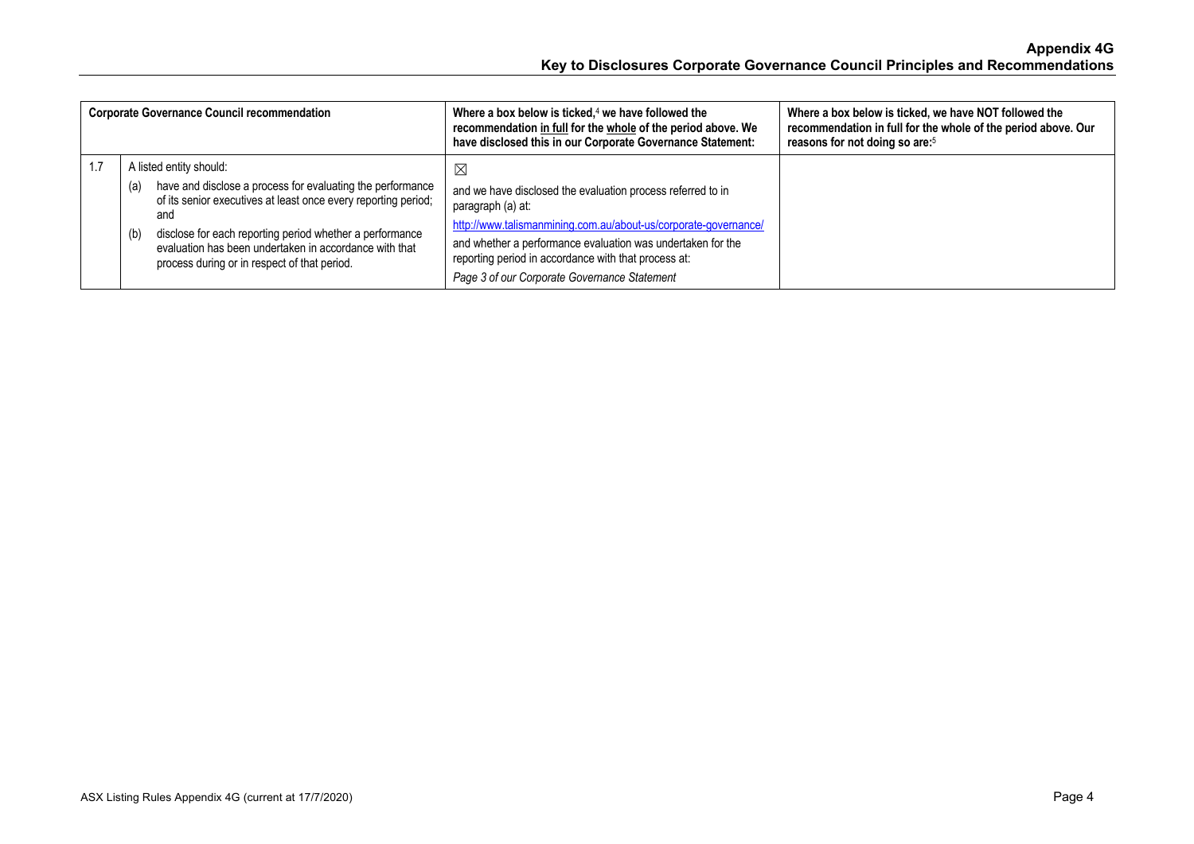| | Corporate Governance Council recommendation | Where a box below is ticked,[4] we have followed the recommendation in full for the whole of the period above. We have disclosed this in our Corporate Governance Statement: | Where a box below is ticked, we have NOT followed the recommendation in full for the whole of the period above. Our reasons for not doing so are:[5] |
|---|---|---|---|
| 1.7 | A listed entity should:<br>(a) have and disclose a process for evaluating the performance of its senior executives at least once every reporting period; and<br>(b) disclose for each reporting period whether a performance evaluation has been undertaken in accordance with that process during or in respect of that period. | ☒<br>and we have disclosed the evaluation process referred to in paragraph (a) at:<br>http://www.talismanmining.com.au/about-us/corporate-governance/<br>and whether a performance evaluation was undertaken for the reporting period in accordance with that process at:<br>*Page 3 of our Corporate Governance Statement* | |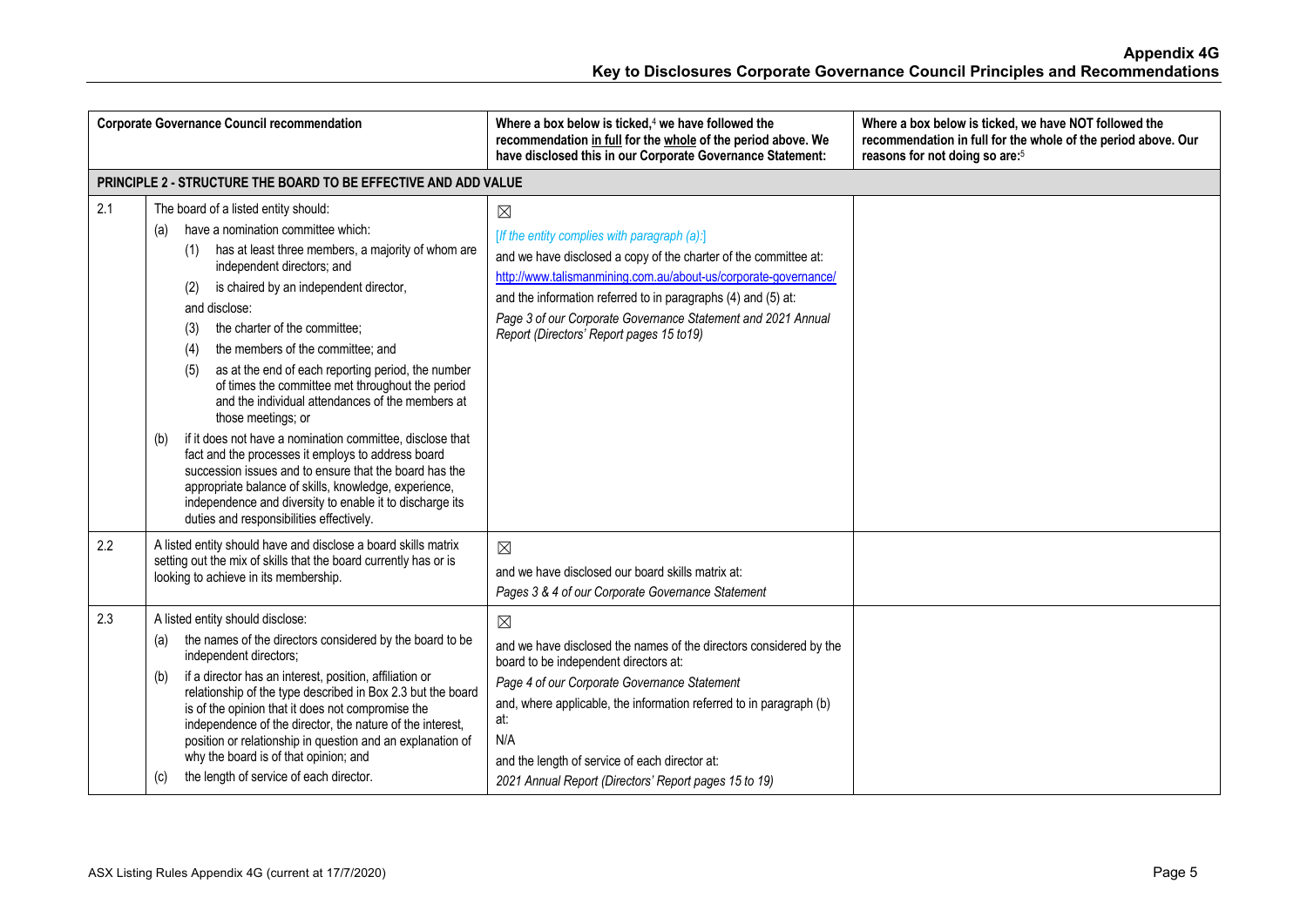| Corporate Governance Council recommendation | | Where a box below is ticked,[4] we have followed the recommendation in full for the whole of the period above. We have disclosed this in our Corporate Governance Statement: | Where a box below is ticked, we have NOT followed the recommendation in full for the whole of the period above. Our reasons for not doing so are:[5] |
|---|---|---|---|
| **PRINCIPLE 2 - STRUCTURE THE BOARD TO BE EFFECTIVE AND ADD VALUE** | | | |
| 2.1 | The board of a listed entity should:<br>(a) have a nomination committee which:<br>(1) has at least three members, a majority of whom are independent directors; and<br>(2) is chaired by an independent director,<br>and disclose:<br>(3) the charter of the committee;<br>(4) the members of the committee; and<br>(5) as at the end of each reporting period, the number of times the committee met throughout the period and the individual attendances of the members at those meetings; or<br>(b) if it does not have a nomination committee, disclose that fact and the processes it employs to address board succession issues and to ensure that the board has the appropriate balance of skills, knowledge, experience, independence and diversity to enable it to discharge its duties and responsibilities effectively. | ☒<br>*[If the entity complies with paragraph (a):]*<br>and we have disclosed a copy of the charter of the committee at:<br>http://www.talismanmining.com.au/about-us/corporate-governance/<br>and the information referred to in paragraphs (4) and (5) at:<br>*Page 3 of our Corporate Governance Statement and 2021 Annual Report (Directors' Report pages 15 to19)* | |
| 2.2 | A listed entity should have and disclose a board skills matrix setting out the mix of skills that the board currently has or is looking to achieve in its membership. | ☒<br>and we have disclosed our board skills matrix at:<br>*Pages 3 & 4 of our Corporate Governance Statement* | |
| 2.3 | A listed entity should disclose:<br>(a) the names of the directors considered by the board to be independent directors;<br>(b) if a director has an interest, position, affiliation or relationship of the type described in Box 2.3 but the board is of the opinion that it does not compromise the independence of the director, the nature of the interest, position or relationship in question and an explanation of why the board is of that opinion; and<br>(c) the length of service of each director. | ☒<br>and we have disclosed the names of the directors considered by the board to be independent directors at:<br>*Page 4 of our Corporate Governance Statement*<br>and, where applicable, the information referred to in paragraph (b) at:<br>N/A<br>and the length of service of each director at:<br>*2021 Annual Report (Directors' Report pages 15 to 19)* | |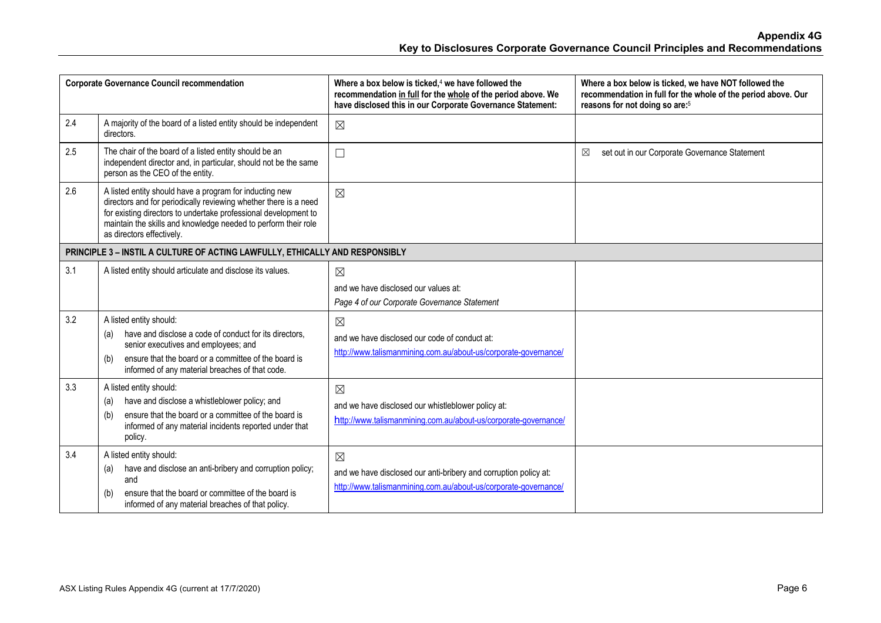| Corporate Governance Council recommendation | | Where a box below is ticked,[4] we have followed the recommendation in full for the whole of the period above. We have disclosed this in our Corporate Governance Statement: | Where a box below is ticked, we have NOT followed the recommendation in full for the whole of the period above. Our reasons for not doing so are:[5] |
|---|---|---|---|
| 2.4 | A majority of the board of a listed entity should be independent directors. | ☒ | |
| 2.5 | The chair of the board of a listed entity should be an independent director and, in particular, should not be the same person as the CEO of the entity. | ☐ | ☒ set out in our Corporate Governance Statement |
| 2.6 | A listed entity should have a program for inducting new directors and for periodically reviewing whether there is a need for existing directors to undertake professional development to maintain the skills and knowledge needed to perform their role as directors effectively. | ☒ | |
| **PRINCIPLE 3 – INSTIL A CULTURE OF ACTING LAWFULLY, ETHICALLY AND RESPONSIBLY** | | | |
| 3.1 | A listed entity should articulate and disclose its values. | ☒ and we have disclosed our values at: *Page 4 of our Corporate Governance Statement* | |
| 3.2 | A listed entity should: (a) have and disclose a code of conduct for its directors, senior executives and employees; and (b) ensure that the board or a committee of the board is informed of any material breaches of that code. | ☒ and we have disclosed our code of conduct at: http://www.talismanmining.com.au/about-us/corporate-governance/ | |
| 3.3 | A listed entity should: (a) have and disclose a whistleblower policy; and (b) ensure that the board or a committee of the board is informed of any material incidents reported under that policy. | ☒ and we have disclosed our whistleblower policy at: http://www.talismanmining.com.au/about-us/corporate-governance/ | |
| 3.4 | A listed entity should: (a) have and disclose an anti-bribery and corruption policy; and (b) ensure that the board or committee of the board is informed of any material breaches of that policy. | ☒ and we have disclosed our anti-bribery and corruption policy at: http://www.talismanmining.com.au/about-us/corporate-governance/ | |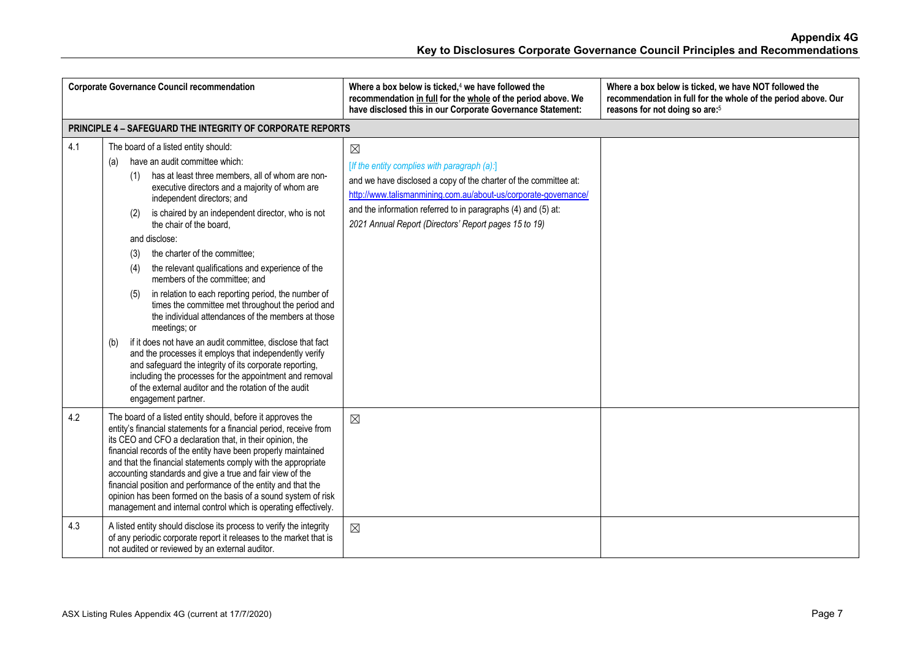| Corporate Governance Council recommendation | | Where a box below is ticked,[4] we have followed the recommendation in full for the whole of the period above. We have disclosed this in our Corporate Governance Statement: | Where a box below is ticked, we have NOT followed the recommendation in full for the whole of the period above. Our reasons for not doing so are:[5] |
|---|---|---|---|
| **PRINCIPLE 4 – SAFEGUARD THE INTEGRITY OF CORPORATE REPORTS** | | | |
| 4.1 | The board of a listed entity should:<br>(a) have an audit committee which:<br>(1) has at least three members, all of whom are non-executive directors and a majority of whom are independent directors; and<br>(2) is chaired by an independent director, who is not the chair of the board,<br>and disclose:<br>(3) the charter of the committee;<br>(4) the relevant qualifications and experience of the members of the committee; and<br>(5) in relation to each reporting period, the number of times the committee met throughout the period and the individual attendances of the members at those meetings; or<br>(b) if it does not have an audit committee, disclose that fact and the processes it employs that independently verify and safeguard the integrity of its corporate reporting, including the processes for the appointment and removal of the external auditor and the rotation of the audit engagement partner. | ☒<br>*[If the entity complies with paragraph (a):]*<br>and we have disclosed a copy of the charter of the committee at:<br>http://www.talismanmining.com.au/about-us/corporate-governance/<br>and the information referred to in paragraphs (4) and (5) at:<br>*2021 Annual Report (Directors' Report pages 15 to 19)* | |
| 4.2 | The board of a listed entity should, before it approves the entity's financial statements for a financial period, receive from its CEO and CFO a declaration that, in their opinion, the financial records of the entity have been properly maintained and that the financial statements comply with the appropriate accounting standards and give a true and fair view of the financial position and performance of the entity and that the opinion has been formed on the basis of a sound system of risk management and internal control which is operating effectively. | ☒ | |
| 4.3 | A listed entity should disclose its process to verify the integrity of any periodic corporate report it releases to the market that is not audited or reviewed by an external auditor. | ☒ | |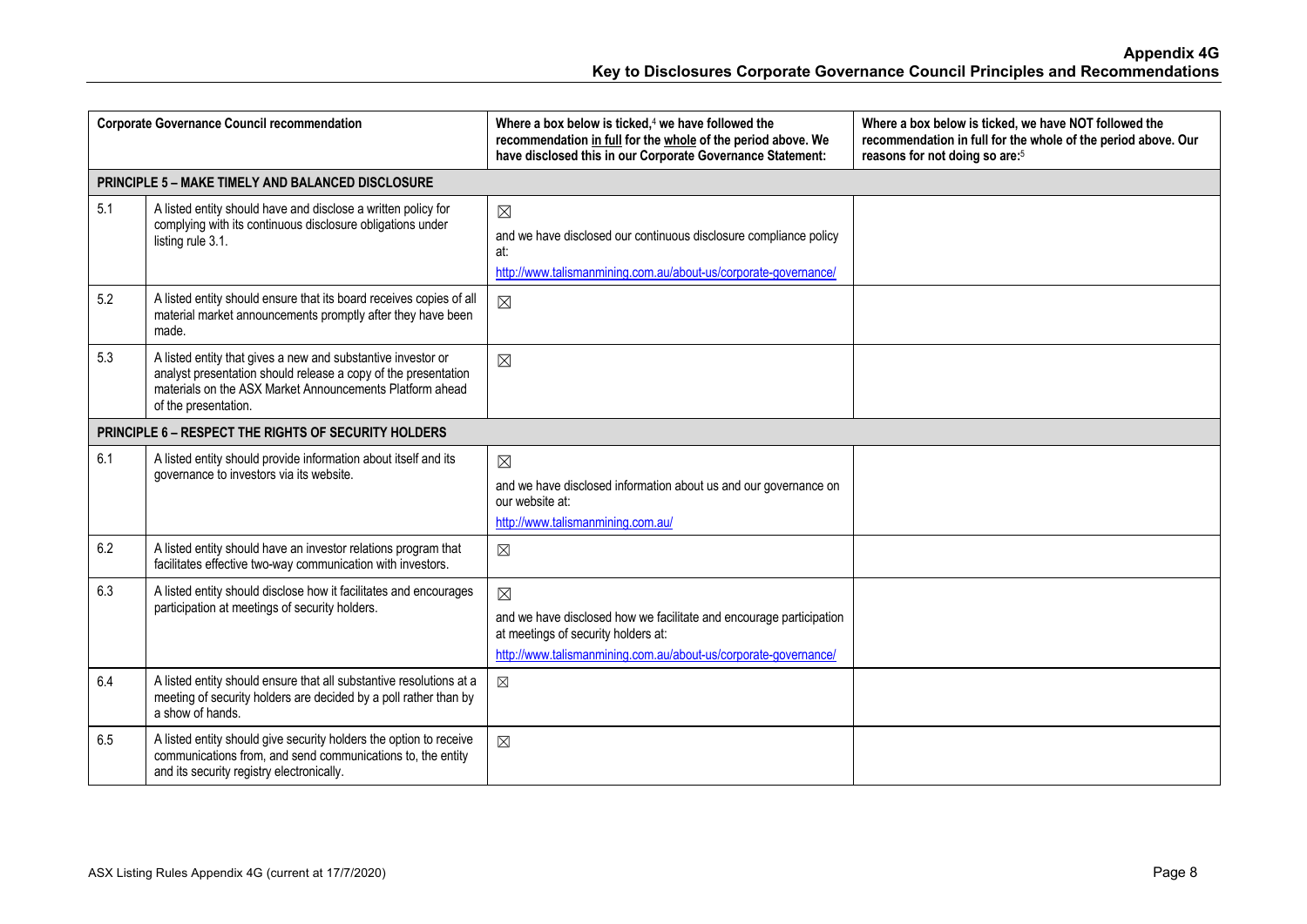| Corporate Governance Council recommendation | | Where a box below is ticked,[4] we have followed the recommendation in full for the whole of the period above. We have disclosed this in our Corporate Governance Statement: | Where a box below is ticked, we have NOT followed the recommendation in full for the whole of the period above. Our reasons for not doing so are:[5] |
|---|---|---|---|
| **PRINCIPLE 5 – MAKE TIMELY AND BALANCED DISCLOSURE** | | | |
| 5.1 | A listed entity should have and disclose a written policy for complying with its continuous disclosure obligations under listing rule 3.1. | ☒ and we have disclosed our continuous disclosure compliance policy at: http://www.talismanmining.com.au/about-us/corporate-governance/ | |
| 5.2 | A listed entity should ensure that its board receives copies of all material market announcements promptly after they have been made. | ☒ | |
| 5.3 | A listed entity that gives a new and substantive investor or analyst presentation should release a copy of the presentation materials on the ASX Market Announcements Platform ahead of the presentation. | ☒ | |
| **PRINCIPLE 6 – RESPECT THE RIGHTS OF SECURITY HOLDERS** | | | |
| 6.1 | A listed entity should provide information about itself and its governance to investors via its website. | ☒ and we have disclosed information about us and our governance on our website at: http://www.talismanmining.com.au/ | |
| 6.2 | A listed entity should have an investor relations program that facilitates effective two-way communication with investors. | ☒ | |
| 6.3 | A listed entity should disclose how it facilitates and encourages participation at meetings of security holders. | ☒ and we have disclosed how we facilitate and encourage participation at meetings of security holders at: http://www.talismanmining.com.au/about-us/corporate-governance/ | |
| 6.4 | A listed entity should ensure that all substantive resolutions at a meeting of security holders are decided by a poll rather than by a show of hands. | ☒ | |
| 6.5 | A listed entity should give security holders the option to receive communications from, and send communications to, the entity and its security registry electronically. | ☒ | |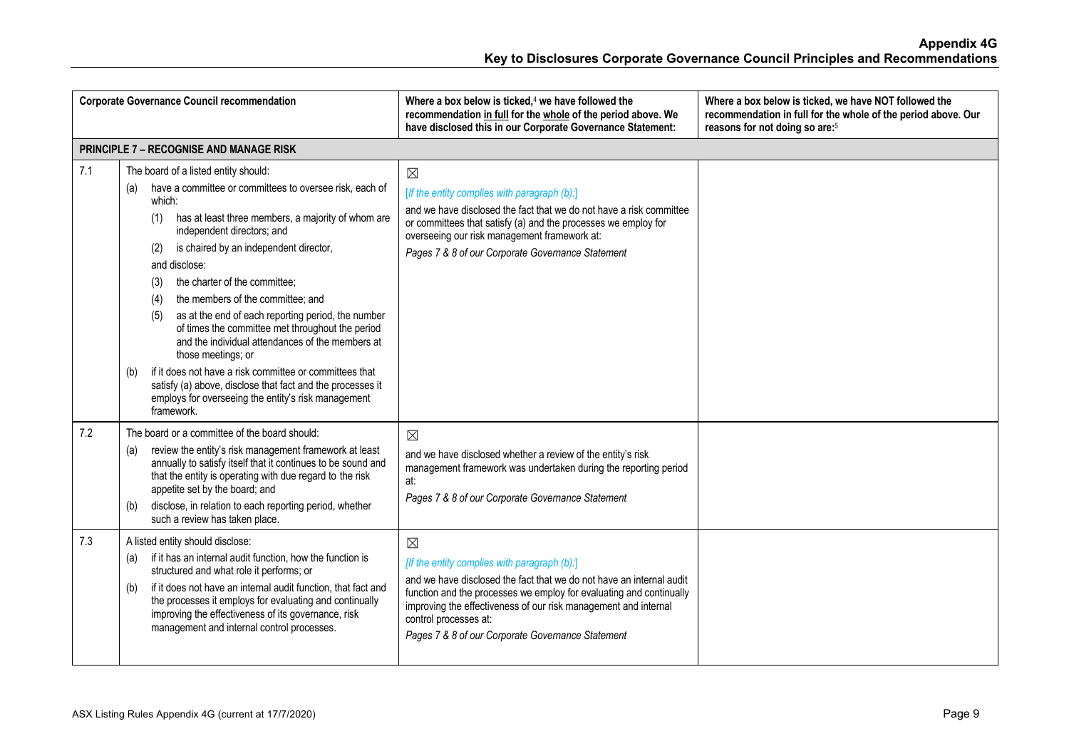| | Corporate Governance Council recommendation | Where a box below is ticked,[4] we have followed the recommendation <u>in full</u> for the <u>whole</u> of the period above. We have disclosed this in our Corporate Governance Statement: | Where a box below is ticked, we have NOT followed the recommendation in full for the whole of the period above. Our reasons for not doing so are:[5] |
|---|---|---|---|
| **PRINCIPLE 7 – RECOGNISE AND MANAGE RISK** | | | |
| 7.1 | The board of a listed entity should:<br>(a) have a committee or committees to oversee risk, each of which:<br>(1) has at least three members, a majority of whom are independent directors; and<br>(2) is chaired by an independent director,<br>and disclose:<br>(3) the charter of the committee;<br>(4) the members of the committee; and<br>(5) as at the end of each reporting period, the number of times the committee met throughout the period and the individual attendances of the members at those meetings; or<br>(b) if it does not have a risk committee or committees that satisfy (a) above, disclose that fact and the processes it employs for overseeing the entity's risk management framework. | ☒<br>*[If the entity complies with paragraph (b):]*<br>and we have disclosed the fact that we do not have a risk committee or committees that satisfy (a) and the processes we employ for overseeing our risk management framework at:<br>*Pages 7 & 8 of our Corporate Governance Statement* | |
| 7.2 | The board or a committee of the board should:<br>(a) review the entity's risk management framework at least annually to satisfy itself that it continues to be sound and that the entity is operating with due regard to the risk appetite set by the board; and<br>(b) disclose, in relation to each reporting period, whether such a review has taken place. | ☒<br>and we have disclosed whether a review of the entity's risk management framework was undertaken during the reporting period at:<br>*Pages 7 & 8 of our Corporate Governance Statement* | |
| 7.3 | A listed entity should disclose:<br>(a) if it has an internal audit function, how the function is structured and what role it performs; or<br>(b) if it does not have an internal audit function, that fact and the processes it employs for evaluating and continually improving the effectiveness of its governance, risk management and internal control processes. | ☒<br>*[If the entity complies with paragraph (b):]*<br>and we have disclosed the fact that we do not have an internal audit function and the processes we employ for evaluating and continually improving the effectiveness of our risk management and internal control processes at:<br>*Pages 7 & 8 of our Corporate Governance Statement* | |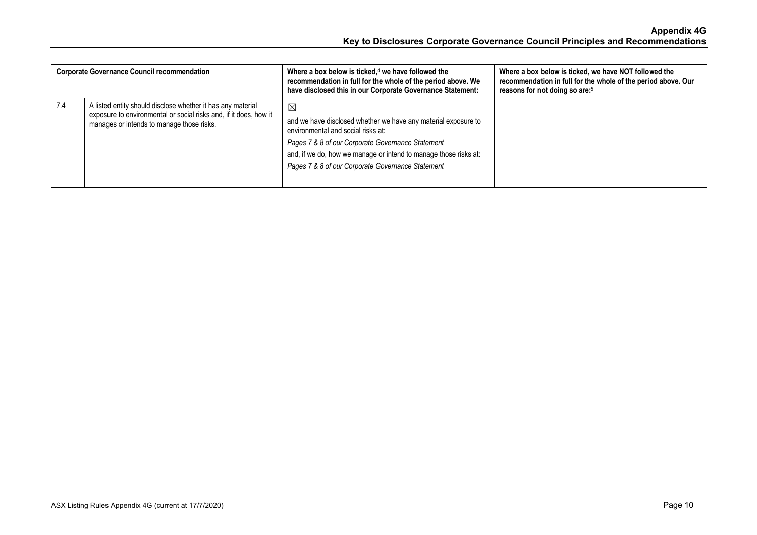| Corporate Governance Council recommendation | | Where a box below is ticked,[4] we have followed the recommendation <u>in full</u> for the <u>whole</u> of the period above. We have disclosed this in our Corporate Governance Statement: | Where a box below is ticked, we have NOT followed the recommendation in full for the whole of the period above. Our reasons for not doing so are:[5] |
|---|---|---|---|
| 7.4 | A listed entity should disclose whether it has any material exposure to environmental or social risks and, if it does, how it manages or intends to manage those risks. | ☒<br>and we have disclosed whether we have any material exposure to environmental and social risks at:<br>*Pages 7 & 8 of our Corporate Governance Statement*<br>and, if we do, how we manage or intend to manage those risks at:<br>*Pages 7 & 8 of our Corporate Governance Statement* | |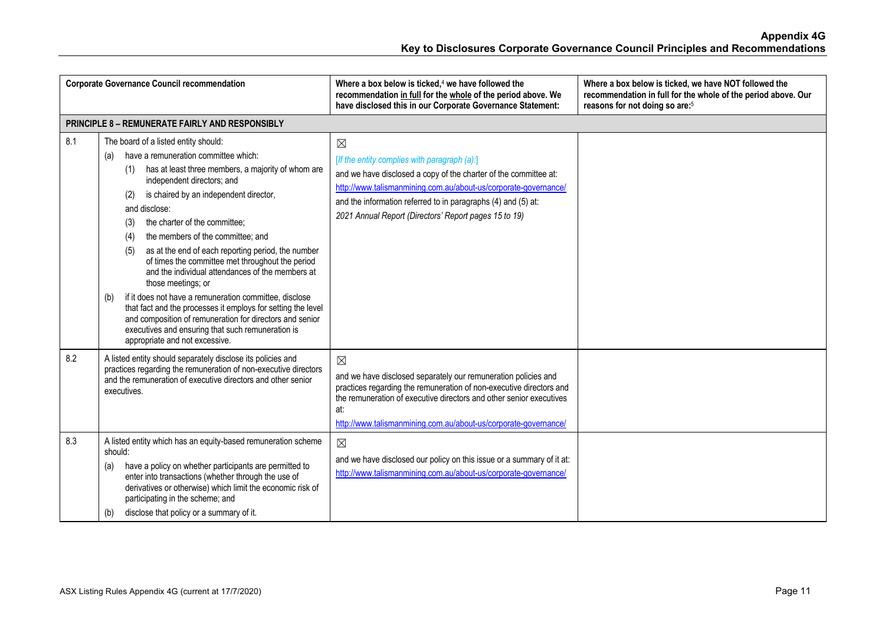| | Corporate Governance Council recommendation | Where a box below is ticked,[4] we have followed the recommendation **in full** for the **whole** of the period above. We have disclosed this in our Corporate Governance Statement: | Where a box below is ticked, we have NOT followed the recommendation in full for the whole of the period above. Our reasons for not doing so are:[5] |
|---|---|---|---|
| **PRINCIPLE 8 – REMUNERATE FAIRLY AND RESPONSIBLY** | | | |
| 8.1 | The board of a listed entity should:<br>(a) have a remuneration committee which:<br>(1) has at least three members, a majority of whom are independent directors; and<br>(2) is chaired by an independent director,<br>and disclose:<br>(3) the charter of the committee;<br>(4) the members of the committee; and<br>(5) as at the end of each reporting period, the number of times the committee met throughout the period and the individual attendances of the members at those meetings; or<br>(b) if it does not have a remuneration committee, disclose that fact and the processes it employs for setting the level and composition of remuneration for directors and senior executives and ensuring that such remuneration is appropriate and not excessive. | ☒<br>*[If the entity complies with paragraph (a):]*<br>and we have disclosed a copy of the charter of the committee at:<br>http://www.talismanmining.com.au/about-us/corporate-governance/<br>and the information referred to in paragraphs (4) and (5) at:<br>*2021 Annual Report (Directors' Report pages 15 to 19)* | |
| 8.2 | A listed entity should separately disclose its policies and practices regarding the remuneration of non-executive directors and the remuneration of executive directors and other senior executives. | ☒<br>and we have disclosed separately our remuneration policies and practices regarding the remuneration of non-executive directors and the remuneration of executive directors and other senior executives at:<br>http://www.talismanmining.com.au/about-us/corporate-governance/ | |
| 8.3 | A listed entity which has an equity-based remuneration scheme should:<br>(a) have a policy on whether participants are permitted to enter into transactions (whether through the use of derivatives or otherwise) which limit the economic risk of participating in the scheme; and<br>(b) disclose that policy or a summary of it. | ☒<br>and we have disclosed our policy on this issue or a summary of it at:<br>http://www.talismanmining.com.au/about-us/corporate-governance/ | |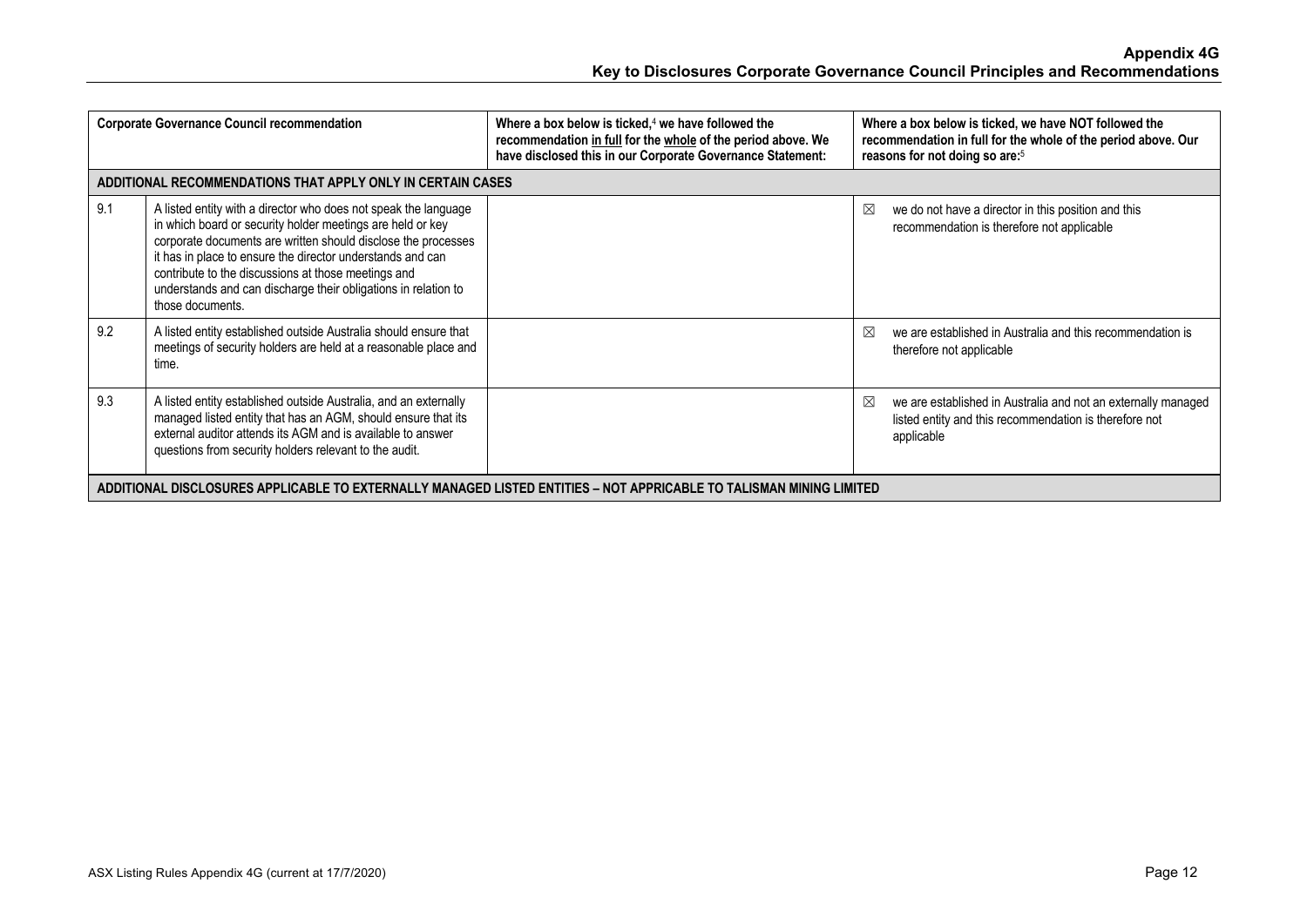| Corporate Governance Council recommendation | | Where a box below is ticked,[4] we have followed the recommendation in full for the whole of the period above. We have disclosed this in our Corporate Governance Statement: | Where a box below is ticked, we have NOT followed the recommendation in full for the whole of the period above. Our reasons for not doing so are:[5] |
|---|---|---|---|
| **ADDITIONAL RECOMMENDATIONS THAT APPLY ONLY IN CERTAIN CASES** | | | |
| 9.1 | A listed entity with a director who does not speak the language in which board or security holder meetings are held or key corporate documents are written should disclose the processes it has in place to ensure the director understands and can contribute to the discussions at those meetings and understands and can discharge their obligations in relation to those documents. | | ☒ we do not have a director in this position and this recommendation is therefore not applicable |
| 9.2 | A listed entity established outside Australia should ensure that meetings of security holders are held at a reasonable place and time. | | ☒ we are established in Australia and this recommendation is therefore not applicable |
| 9.3 | A listed entity established outside Australia, and an externally managed listed entity that has an AGM, should ensure that its external auditor attends its AGM and is available to answer questions from security holders relevant to the audit. | | ☒ we are established in Australia and not an externally managed listed entity and this recommendation is therefore not applicable |
| **ADDITIONAL DISCLOSURES APPLICABLE TO EXTERNALLY MANAGED LISTED ENTITIES – NOT APPRICABLE TO TALISMAN MINING LIMITED** | | | |